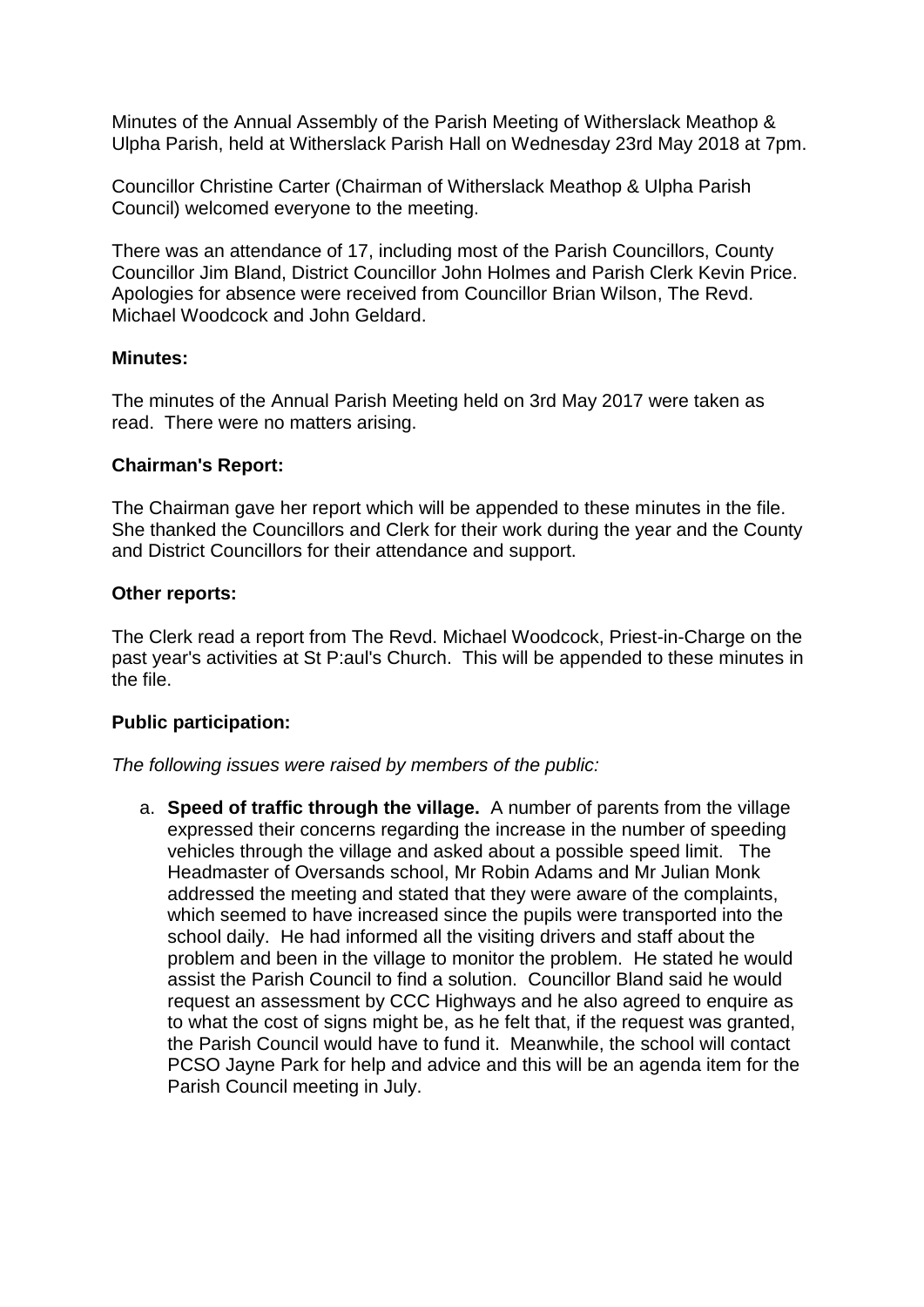Minutes of the Annual Assembly of the Parish Meeting of Witherslack Meathop & Ulpha Parish, held at Witherslack Parish Hall on Wednesday 23rd May 2018 at 7pm.

Councillor Christine Carter (Chairman of Witherslack Meathop & Ulpha Parish Council) welcomed everyone to the meeting.

There was an attendance of 17, including most of the Parish Councillors, County Councillor Jim Bland, District Councillor John Holmes and Parish Clerk Kevin Price. Apologies for absence were received from Councillor Brian Wilson, The Revd. Michael Woodcock and John Geldard.

**Minutes:**

The minutes of the Annual Parish Meeting held on 3rd May 2017 were taken as read. There were no matters arising.

**Chairman's Report:**

The Chairman gave her report which will be appended to these minutes in the file. She thanked the Councillors and Clerk for their work during the year and the County and District Councillors for their attendance and support.

**Other reports:**

The Clerk read a report from The Revd. Michael Woodcock, Priest-in-Charge on the past year's activities at St P:aul's Church. This will be appended to these minutes in the file.

**Public participation:**

*The following issues were raised by members of the public:*

a. **Speed of traffic through the village.** A number of parents from the village expressed their concerns regarding the increase in the number of speeding vehicles through the village and asked about a possible speed limit. The Headmaster of Oversands school, Mr Robin Adams and Mr Julian Monk addressed the meeting and stated that they were aware of the complaints, which seemed to have increased since the pupils were transported into the school daily. He had informed all the visiting drivers and staff about the problem and been in the village to monitor the problem. He stated he would assist the Parish Council to find a solution. Councillor Bland said he would request an assessment by CCC Highways and he also agreed to enquire as to what the cost of signs might be, as he felt that, if the request was granted, the Parish Council would have to fund it. Meanwhile, the school will contact PCSO Jayne Park for help and advice and this will be an agenda item for the Parish Council meeting in July.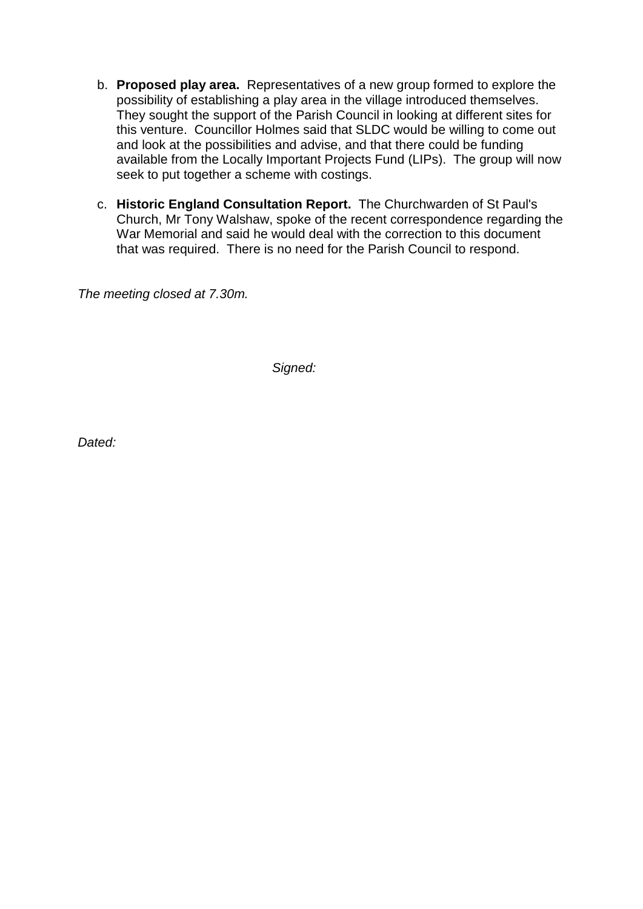b. **Proposed play area.** Representatives of a new group formed to explore the possibility of establishing a play area in the village introduced themselves. They sought the support of the Parish Council in looking at different sites for this venture. Councillor Holmes said that SLDC would be willing to come out and look at the possibilities and advise, and that there could be funding available from the Locally Important Projects Fund (LIPs). The group will now seek to put together a scheme with costings.

c. **Historic England Consultation Report.** The Churchwarden of St Paul's Church, Mr Tony Walshaw, spoke of the recent correspondence regarding the War Memorial and said he would deal with the correction to this document that was required. There is no need for the Parish Council to respond.

*The meeting closed at 7.30m.*

*Signed:*

*Dated:*